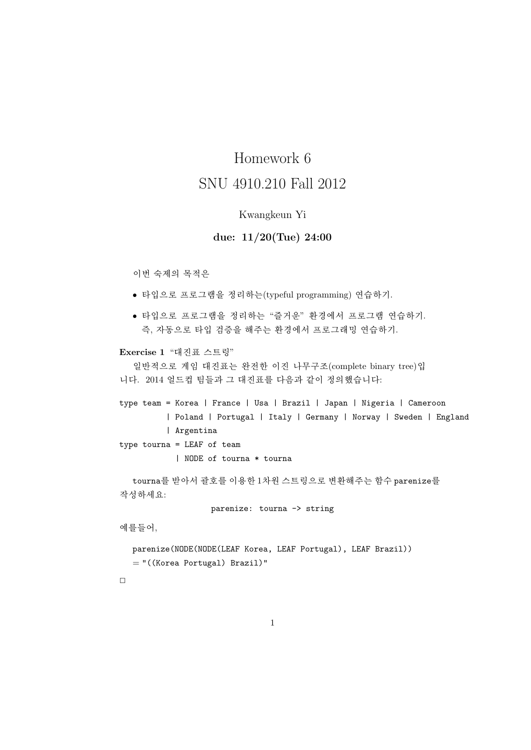# Homework 6

## SNU 4910.210 Fall 2012

Kwangkeun Yi

**due: 11/20(Tue) 24:00**

이번 숙제의 목적은

- 타입으로 프로그램을 정리하는(typeful programming) 연습하기.
- 타입으로 프로그램을 정리하는 "즐거운" 환경에서 프로그램 연습하기. 즉, 자동으로 타입 검증을 해주는 환경에서 프로그래밍 연습하기.

**Exercise 1** "대진표 스트링"

일반적으로 게임 대진표는 완전한 이진 나무구조(complete binary tree)입니다. 2014 얼드컵 팀들과 그 대진표를 다음과 같이 정의했습니다:

```
type team = Korea | France | Usa | Brazil | Japan | Nigeria | Cameroon
          | Poland | Portugal | Italy | Germany | Norway | Sweden | England
          | Argentina
type tourna = LEAF of team
            | NODE of tourna * tourna
```

tourna를 받아서 괄호를 이용한 1차원 스트링으로 변환해주는 함수 parenize를 작성하세요:

```
parenize: tourna -> string
```

예를들어,

```
parenize(NODE(NODE(LEAF Korea, LEAF Portugal), LEAF Brazil))
= "((Korea Portugal) Brazil)"
```

□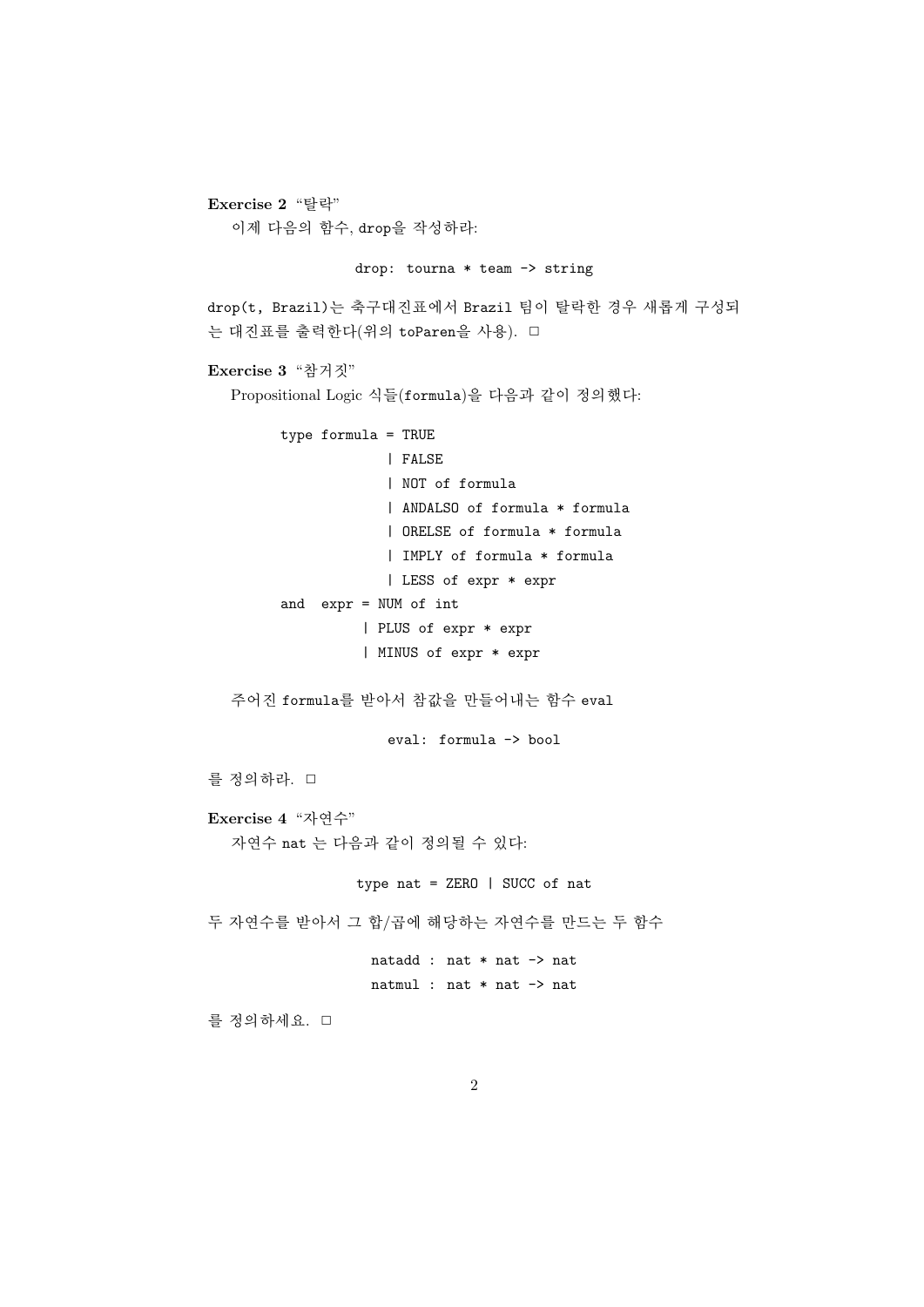**Exercise 2** "탈락"

이제 다음의 함수, drop을 작성하라:

```
drop: tourna * team -> string
```

drop(t, Brazil)는 축구대진표에서 Brazil 팀이 탈락한 경우 새롭게 구성되는 대진표를 출력한다(위의 toParen을 사용). □

**Exercise 3** "참거짓"

Propositional Logic 식들(formula)을 다음과 같이 정의했다:

```
type formula = TRUE
             | FALSE
             | NOT of formula
             | ANDALSO of formula * formula
             | ORELSE of formula * formula
             | IMPLY of formula * formula
             | LESS of expr * expr
and  expr = NUM of int
          | PLUS of expr * expr
          | MINUS of expr * expr
```

주어진 formula를 받아서 참값을 만들어내는 함수 eval

```
eval: formula -> bool
```

를 정의하라. □

**Exercise 4** "자연수"

자연수 nat 는 다음과 같이 정의될 수 있다:

```
type nat = ZERO | SUCC of nat
```

두 자연수를 받아서 그 합/곱에 해당하는 자연수를 만드는 두 함수

```
natadd : nat * nat -> nat
natmul : nat * nat -> nat
```

를 정의하세요. □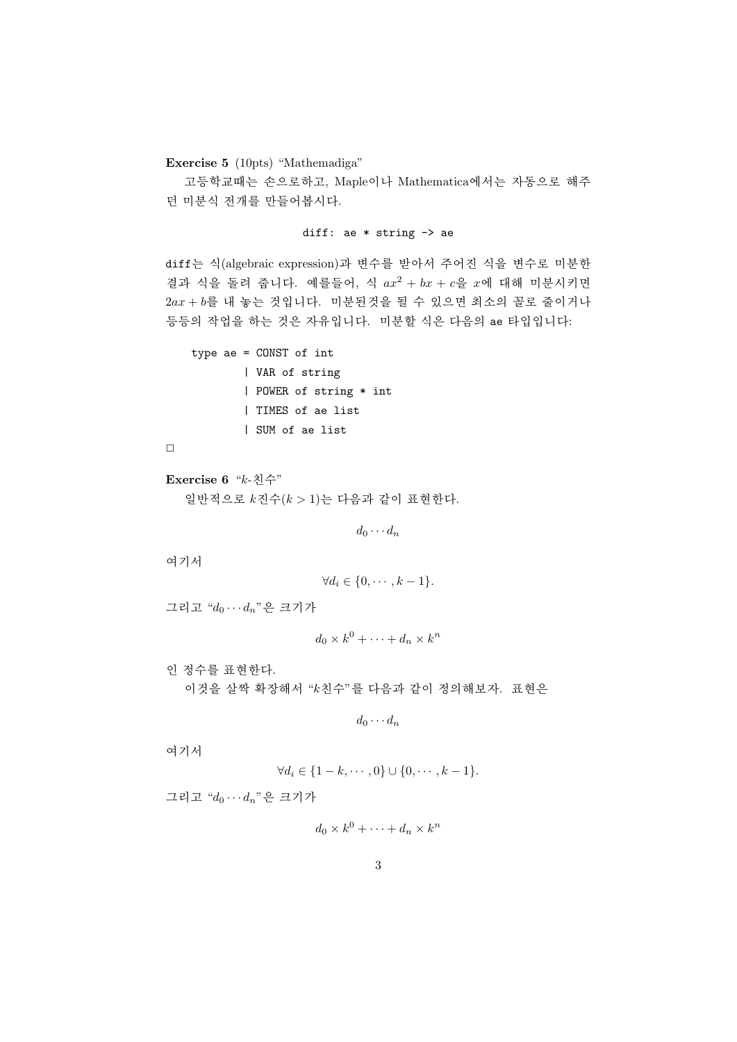**Exercise 5** (10pts) "Mathemadiga"

고등학교때는 손으로하고, Maple이나 Mathematica에서는 자동으로 해주던 미분식 전개를 만들어봅시다.

```
diff: ae * string -> ae
```

`diff`는 식(algebraic expression)과 변수를 받아서 주어진 식을 변수로 미분한 결과 식을 돌려 줍니다. 예를들어, 식 $ax^2 + bx + c$을 $x$에 대해 미분시키면 $2ax + b$를 내 놓는 것입니다. 미분된것을 될 수 있으면 최소의 꼴로 줄이거나 등등의 작업을 하는 것은 자유입니다. 미분할 식은 다음의 `ae` 타입입니다:

```
type ae = CONST of int
        | VAR of string
        | POWER of string * int
        | TIMES of ae list
        | SUM of ae list
```

□

**Exercise 6** "$k$-친수"

일반적으로 $k$진수($k > 1$)는 다음과 같이 표현한다.

$$d_0 \cdots d_n$$

여기서

$$\forall d_i \in \{0, \cdots, k-1\}.$$

그리고 "$d_0 \cdots d_n$"은 크기가

$$d_0 \times k^0 + \cdots + d_n \times k^n$$

인 정수를 표현한다.

이것을 살짝 확장해서 "$k$친수"를 다음과 같이 정의해보자. 표현은

$$d_0 \cdots d_n$$

여기서

$$\forall d_i \in \{1-k, \cdots, 0\} \cup \{0, \cdots, k-1\}.$$

그리고 "$d_0 \cdots d_n$"은 크기가

$$d_0 \times k^0 + \cdots + d_n \times k^n$$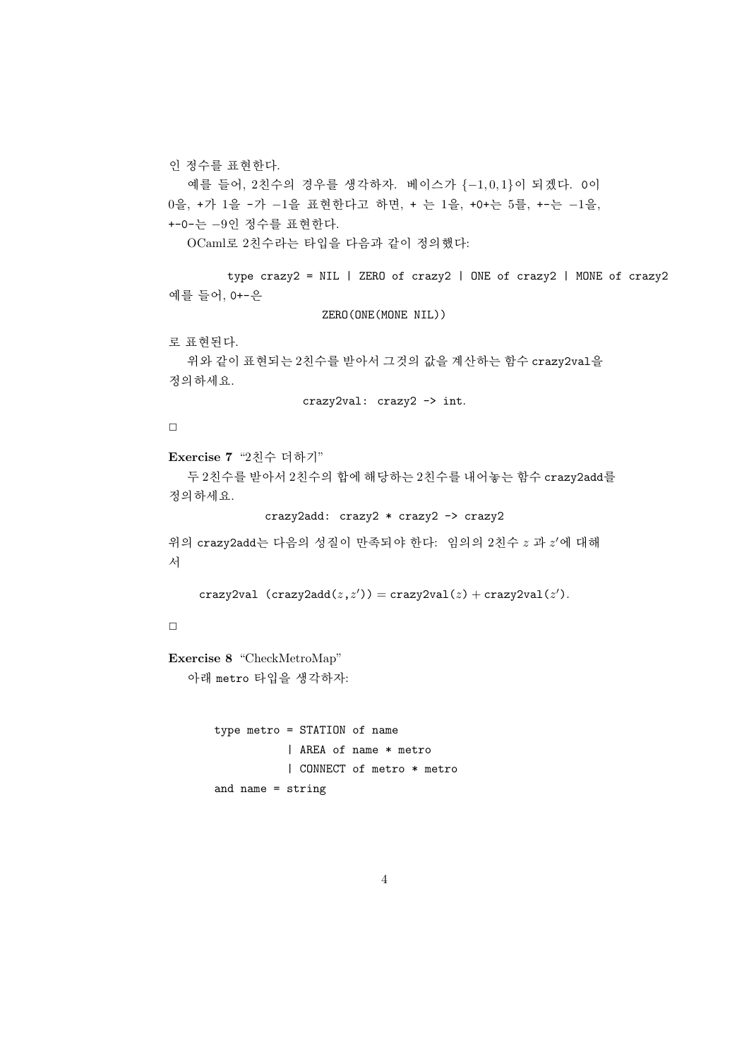인 정수를 표현한다.

예를 들어, 2친수의 경우를 생각하자. 베이스가 $\{-1, 0, 1\}$이 되겠다. 0이 0을, +가 1을 -가 $-1$을 표현한다고 하면, + 는 1을, +0+는 5를, +-는 $-1$을, +-0-는 $-9$인 정수를 표현한다.

OCaml로 2친수라는 타입을 다음과 같이 정의했다:

```
type crazy2 = NIL | ZERO of crazy2 | ONE of crazy2 | MONE of crazy2
```

예를 들어, 0+-은

```
ZERO(ONE(MONE NIL))
```

로 표현된다.

위와 같이 표현되는 2친수를 받아서 그것의 값을 계산하는 함수 crazy2val을 정의하세요.

```
crazy2val: crazy2 -> int.
```

□

**Exercise 7** "2친수 더하기"

두 2친수를 받아서 2친수의 합에 해당하는 2친수를 내어놓는 함수 crazy2add를 정의하세요.

```
crazy2add: crazy2 * crazy2 -> crazy2
```

위의 crazy2add는 다음의 성질이 만족되야 한다: 임의의 2친수 $z$ 과 $z'$에 대해서

$$\texttt{crazy2val (crazy2add}(z, z')) = \texttt{crazy2val}(z) + \texttt{crazy2val}(z').$$

□

**Exercise 8** "CheckMetroMap"

아래 metro 타입을 생각하자:

```
type metro = STATION of name
           | AREA of name * metro
           | CONNECT of metro * metro
and name = string
```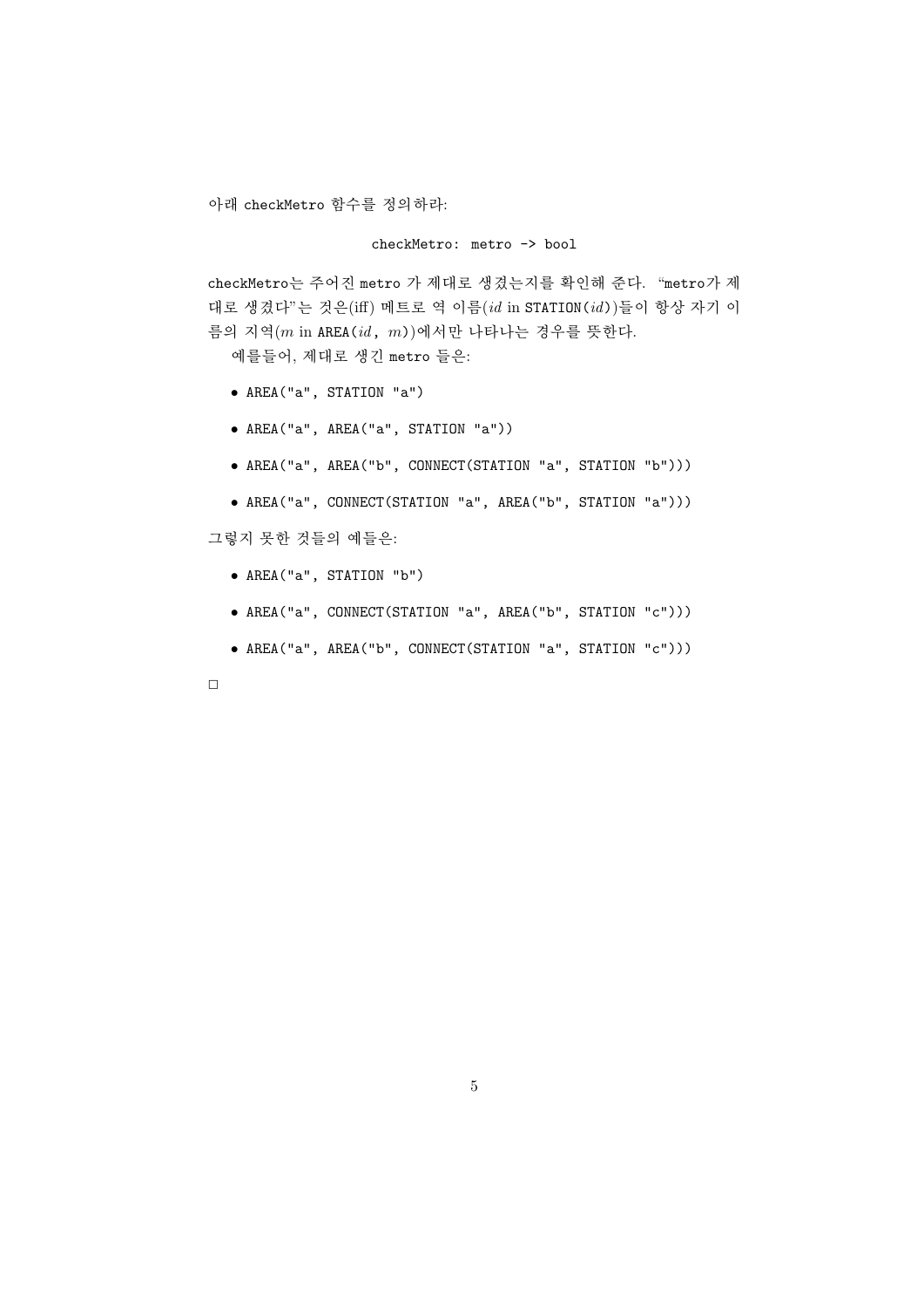아래 checkMetro 함수를 정의하라:

```
checkMetro: metro -> bool
```

checkMetro는 주어진 metro 가 제대로 생겼는지를 확인해 준다. "metro가 제대로 생겼다"는 것은(iff) 메트로 역 이름($id$ in STATION($id$))들이 항상 자기 이름의 지역($m$ in AREA($id$, $m$))에서만 나타나는 경우를 뜻한다.

예를들어, 제대로 생긴 metro 들은:

- AREA("a", STATION "a")
- AREA("a", AREA("a", STATION "a"))
- AREA("a", AREA("b", CONNECT(STATION "a", STATION "b")))
- AREA("a", CONNECT(STATION "a", AREA("b", STATION "a")))

그렇지 못한 것들의 예들은:

- AREA("a", STATION "b")
- AREA("a", CONNECT(STATION "a", AREA("b", STATION "c")))
- AREA("a", AREA("b", CONNECT(STATION "a", STATION "c")))

□